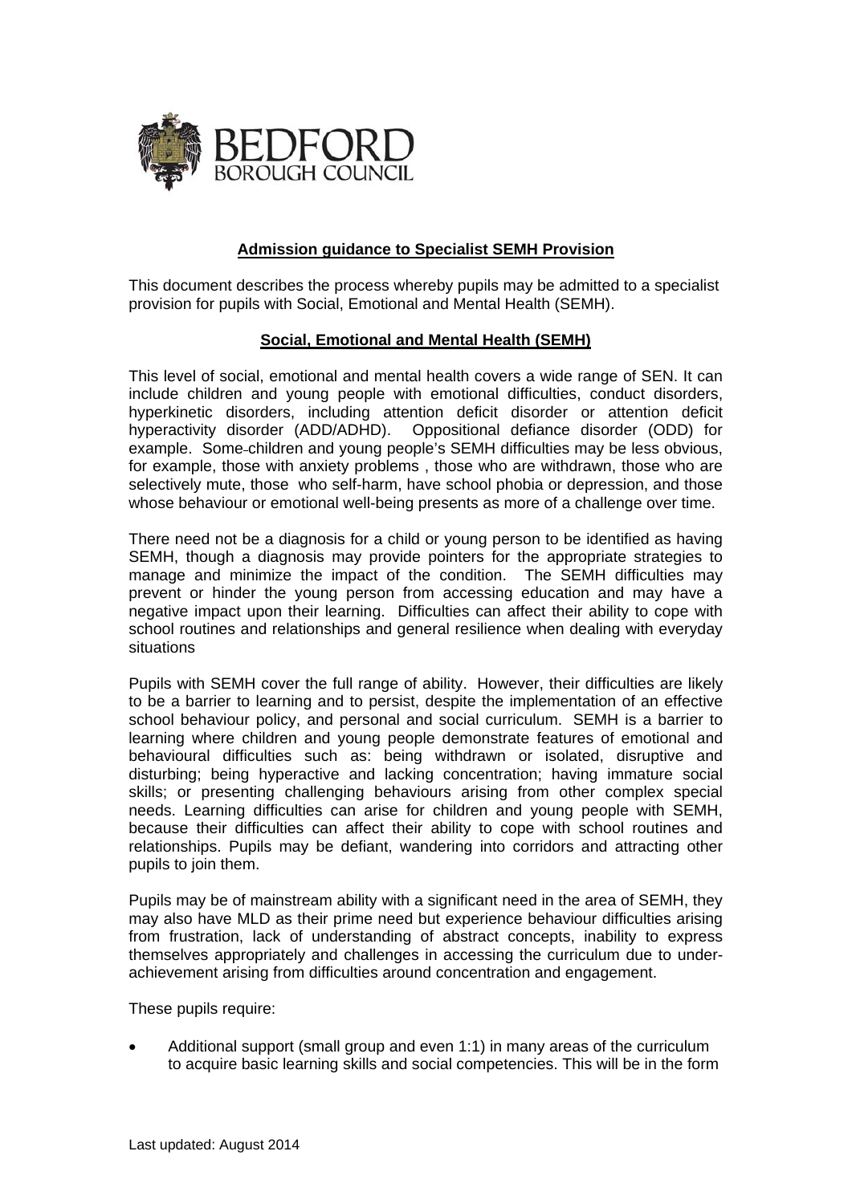BEDFORD
BOROUGH COUNCIL

## **Admission guidance to Specialist SEMH Provision**

This document describes the process whereby pupils may be admitted to a specialist provision for pupils with Social, Emotional and Mental Health (SEMH).

## **Social, Emotional and Mental Health (SEMH)**

This level of social, emotional and mental health covers a wide range of SEN. It can include children and young people with emotional difficulties, conduct disorders, hyperkinetic disorders, including attention deficit disorder or attention deficit hyperactivity disorder (ADD/ADHD). Oppositional defiance disorder (ODD) for example. Some children and young people's SEMH difficulties may be less obvious, for example, those with anxiety problems , those who are withdrawn, those who are selectively mute, those who self-harm, have school phobia or depression, and those whose behaviour or emotional well-being presents as more of a challenge over time.

There need not be a diagnosis for a child or young person to be identified as having SEMH, though a diagnosis may provide pointers for the appropriate strategies to manage and minimize the impact of the condition. The SEMH difficulties may prevent or hinder the young person from accessing education and may have a negative impact upon their learning. Difficulties can affect their ability to cope with school routines and relationships and general resilience when dealing with everyday situations

Pupils with SEMH cover the full range of ability. However, their difficulties are likely to be a barrier to learning and to persist, despite the implementation of an effective school behaviour policy, and personal and social curriculum. SEMH is a barrier to learning where children and young people demonstrate features of emotional and behavioural difficulties such as: being withdrawn or isolated, disruptive and disturbing; being hyperactive and lacking concentration; having immature social skills; or presenting challenging behaviours arising from other complex special needs. Learning difficulties can arise for children and young people with SEMH, because their difficulties can affect their ability to cope with school routines and relationships. Pupils may be defiant, wandering into corridors and attracting other pupils to join them.

Pupils may be of mainstream ability with a significant need in the area of SEMH, they may also have MLD as their prime need but experience behaviour difficulties arising from frustration, lack of understanding of abstract concepts, inability to express themselves appropriately and challenges in accessing the curriculum due to under-achievement arising from difficulties around concentration and engagement.

These pupils require:

- Additional support (small group and even 1:1) in many areas of the curriculum to acquire basic learning skills and social competencies. This will be in the form

Last updated: August 2014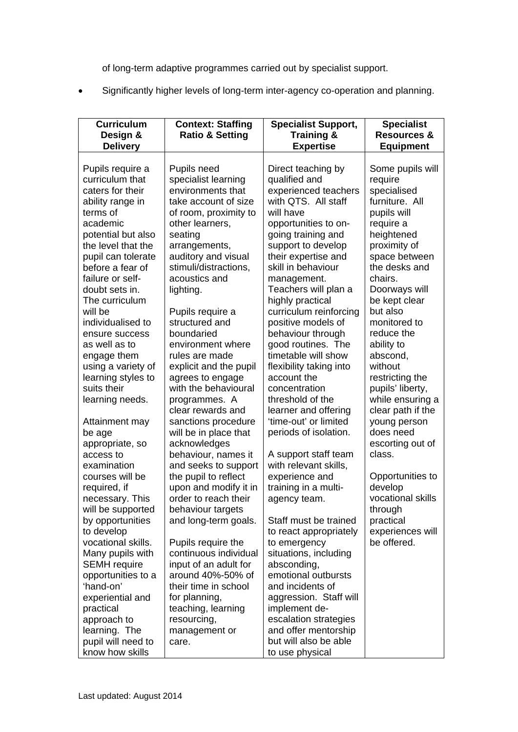of long-term adaptive programmes carried out by specialist support.

- Significantly higher levels of long-term inter-agency co-operation and planning.

| Curriculum Design & Delivery | Context: Staffing Ratio & Setting | Specialist Support, Training & Expertise | Specialist Resources & Equipment |
|---|---|---|---|
| Pupils require a curriculum that caters for their ability range in terms of academic potential but also the level that the pupil can tolerate before a fear of failure or self-doubt sets in. The curriculum will be individualised to ensure success as well as to engage them using a variety of learning styles to suits their learning needs.<br><br>Attainment may be age appropriate, so access to examination courses will be required, if necessary. This will be supported by opportunities to develop vocational skills. Many pupils with SEMH require opportunities to a 'hand-on' experiential and practical approach to learning. The pupil will need to know how skills | Pupils need specialist learning environments that take account of size of room, proximity to other learners, seating arrangements, auditory and visual stimuli/distractions, acoustics and lighting.<br><br>Pupils require a structured and boundaried environment where rules are made explicit and the pupil agrees to engage with the behavioural programmes. A clear rewards and sanctions procedure will be in place that acknowledges behaviour, names it and seeks to support the pupil to reflect upon and modify it in order to reach their behaviour targets and long-term goals.<br><br>Pupils require the continuous individual input of an adult for around 40%-50% of their time in school for planning, teaching, learning resourcing, management or care. | Direct teaching by qualified and experienced teachers with QTS. All staff will have opportunities to on-going training and support to develop their expertise and skill in behaviour management. Teachers will plan a highly practical curriculum reinforcing positive models of behaviour through good routines. The timetable will show flexibility taking into account the concentration threshold of the learner and offering 'time-out' or limited periods of isolation.<br><br>A support staff team with relevant skills, experience and training in a multi-agency team.<br><br>Staff must be trained to react appropriately to emergency situations, including absconding, emotional outbursts and incidents of aggression. Staff will implement de-escalation strategies and offer mentorship but will also be able to use physical | Some pupils will require specialised furniture. All pupils will require a heightened proximity of space between the desks and chairs. Doorways will be kept clear but also monitored to reduce the ability to abscond, without restricting the pupils' liberty, while ensuring a clear path if the young person does need escorting out of class.<br><br>Opportunities to develop vocational skills through practical experiences will be offered. |

Last updated: August 2014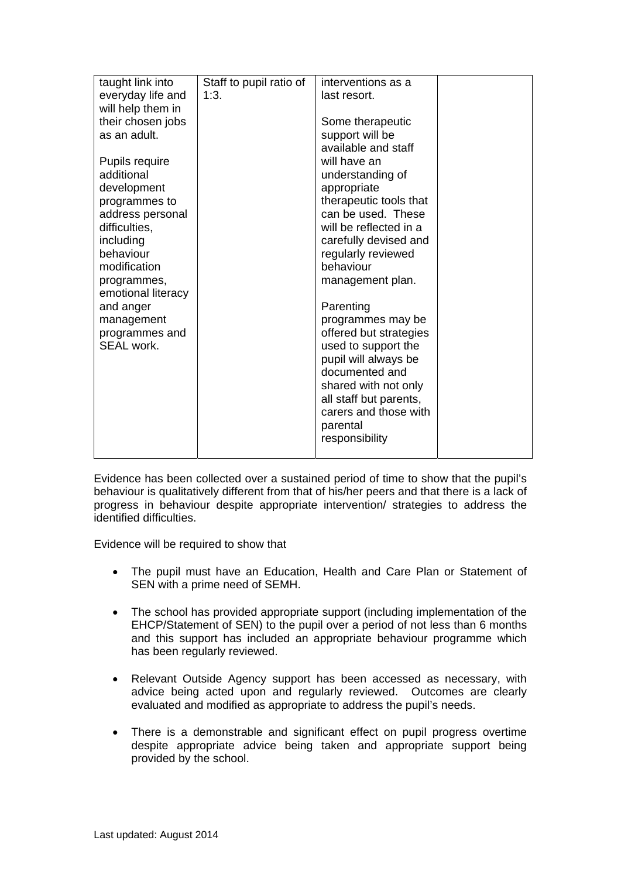| | | | |
|---|---|---|---|
| taught link into everyday life and will help them in their chosen jobs as an adult.<br><br>Pupils require additional development programmes to address personal difficulties, including behaviour modification programmes, emotional literacy and anger management programmes and SEAL work. | Staff to pupil ratio of 1:3. | interventions as a last resort.<br><br>Some therapeutic support will be available and staff will have an understanding of appropriate therapeutic tools that can be used. These will be reflected in a carefully devised and regularly reviewed behaviour management plan.<br><br>Parenting programmes may be offered but strategies used to support the pupil will always be documented and shared with not only all staff but parents, carers and those with parental responsibility | |

Evidence has been collected over a sustained period of time to show that the pupil's behaviour is qualitatively different from that of his/her peers and that there is a lack of progress in behaviour despite appropriate intervention/ strategies to address the identified difficulties.

Evidence will be required to show that

- The pupil must have an Education, Health and Care Plan or Statement of SEN with a prime need of SEMH.
- The school has provided appropriate support (including implementation of the EHCP/Statement of SEN) to the pupil over a period of not less than 6 months and this support has included an appropriate behaviour programme which has been regularly reviewed.
- Relevant Outside Agency support has been accessed as necessary, with advice being acted upon and regularly reviewed. Outcomes are clearly evaluated and modified as appropriate to address the pupil's needs.
- There is a demonstrable and significant effect on pupil progress overtime despite appropriate advice being taken and appropriate support being provided by the school.

Last updated: August 2014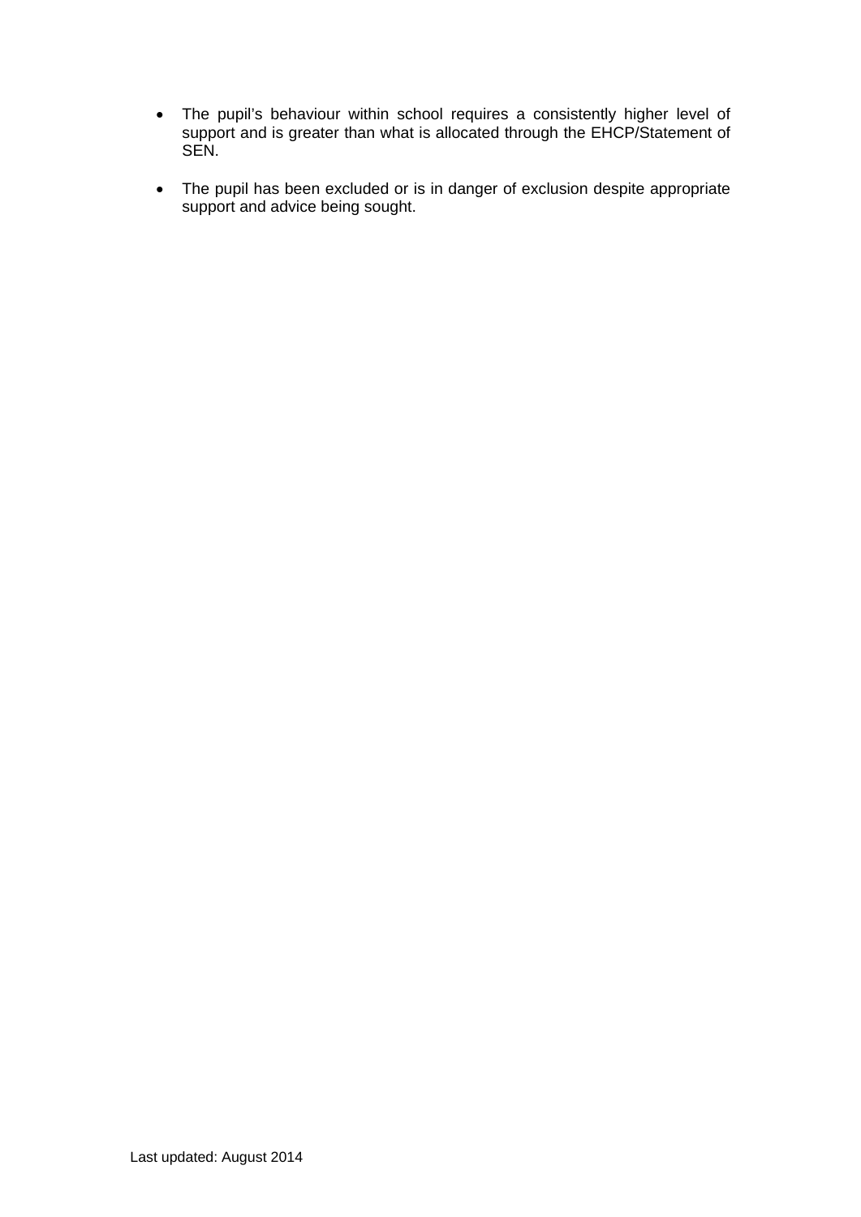- The pupil's behaviour within school requires a consistently higher level of support and is greater than what is allocated through the EHCP/Statement of SEN.

- The pupil has been excluded or is in danger of exclusion despite appropriate support and advice being sought.